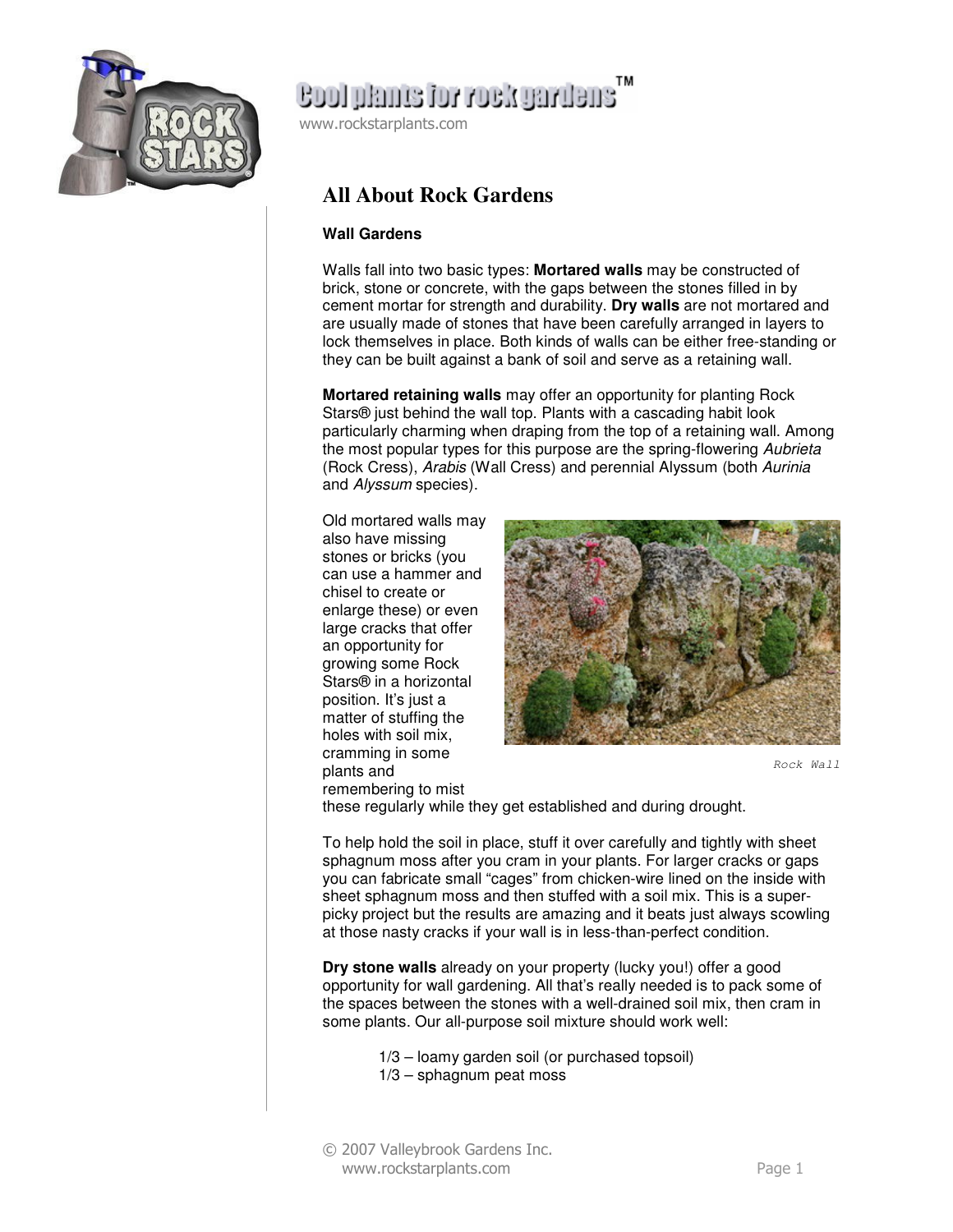# All About Rock Gardens

### Wall Gardens

Walls fall into two basic types: **Mortared walls** may be constructed of brick, stone or concrete, with the gaps between the stones filled in by cement mortar for strength and durability. **Dry walls** are not mortared and are usually made of stones that have been carefully arranged in layers to lock themselves in place. Both kinds of walls can be either free-standing or they can be built against a bank of soil and serve as a retaining wall.

**Mortared retaining walls** may offer an opportunity for planting Rock Stars® just behind the wall top. Plants with a cascading habit look particularly charming when draping from the top of a retaining wall. Among the most popular types for this purpose are the spring-flowering *Aubrieta* (Rock Cress), *Arabis* (Wall Cress) and perennial Alyssum (both *Aurinia* and *Alyssum* species).

Old mortared walls may also have missing stones or bricks (you can use a hammer and chisel to create or enlarge these) or even large cracks that offer an opportunity for growing some Rock Stars® in a horizontal position. It's just a matter of stuffing the holes with soil mix, cramming in some plants and remembering to mist these regularly while they get established and during drought.

Rock Wall

To help hold the soil in place, stuff it over carefully and tightly with sheet sphagnum moss after you cram in your plants. For larger cracks or gaps you can fabricate small "cages" from chicken-wire lined on the inside with sheet sphagnum moss and then stuffed with a soil mix. This is a super-picky project but the results are amazing and it beats just always scowling at those nasty cracks if your wall is in less-than-perfect condition.

**Dry stone walls** already on your property (lucky you!) offer a good opportunity for wall gardening. All that's really needed is to pack some of the spaces between the stones with a well-drained soil mix, then cram in some plants. Our all-purpose soil mixture should work well:

1/3 – loamy garden soil (or purchased topsoil)
1/3 – sphagnum peat moss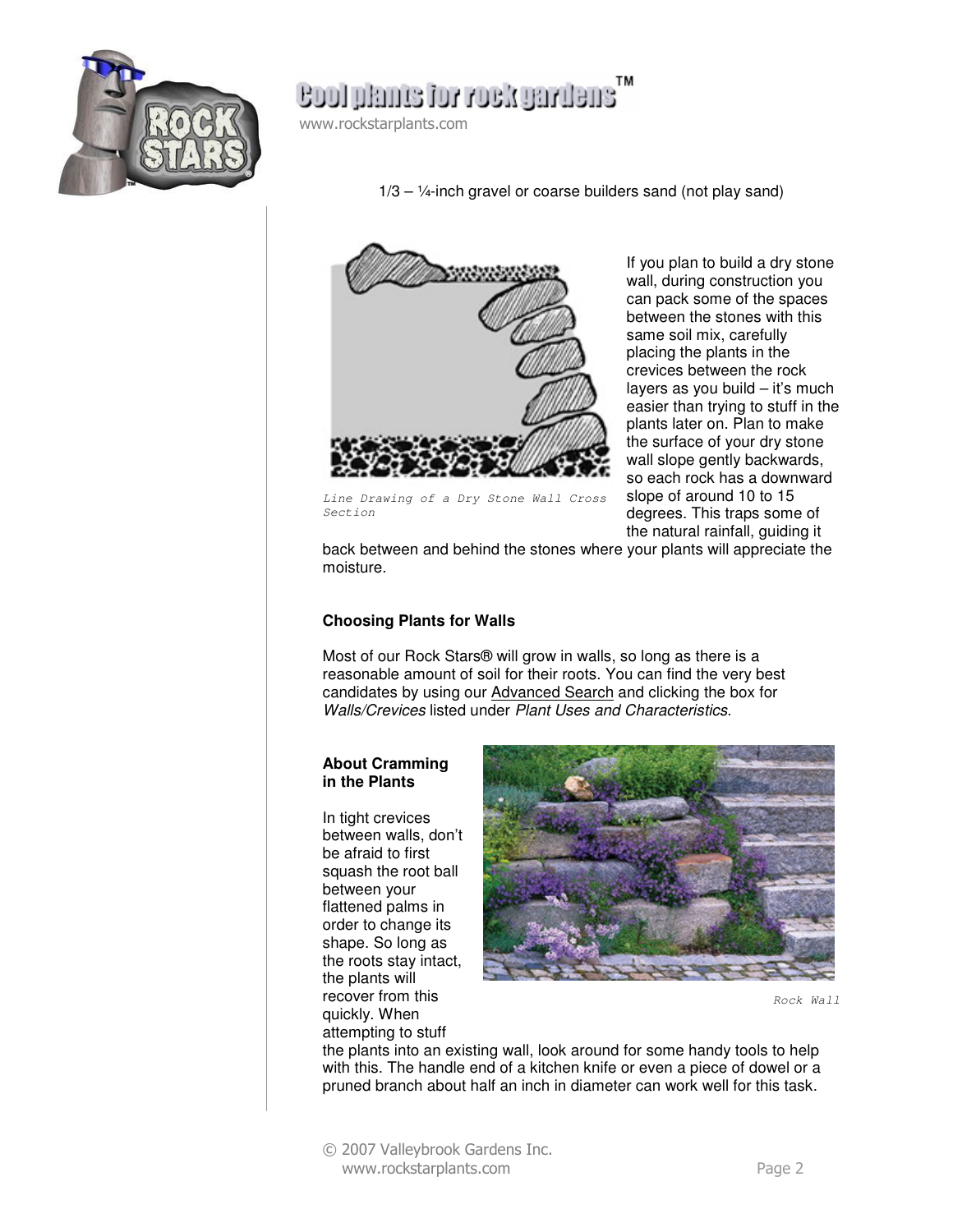1/3 – ¼-inch gravel or coarse builders sand (not play sand)

*Line Drawing of a Dry Stone Wall Cross Section*

If you plan to build a dry stone wall, during construction you can pack some of the spaces between the stones with this same soil mix, carefully placing the plants in the crevices between the rock layers as you build – it's much easier than trying to stuff in the plants later on. Plan to make the surface of your dry stone wall slope gently backwards, so each rock has a downward slope of around 10 to 15 degrees. This traps some of the natural rainfall, guiding it back between and behind the stones where your plants will appreciate the moisture.

**Choosing Plants for Walls**

Most of our Rock Stars® will grow in walls, so long as there is a reasonable amount of soil for their roots. You can find the very best candidates by using our Advanced Search and clicking the box for *Walls/Crevices* listed under *Plant Uses and Characteristics*.

**About Cramming in the Plants**

In tight crevices between walls, don't be afraid to first squash the root ball between your flattened palms in order to change its shape. So long as the roots stay intact, the plants will recover from this quickly. When attempting to stuff the plants into an existing wall, look around for some handy tools to help with this. The handle end of a kitchen knife or even a piece of dowel or a pruned branch about half an inch in diameter can work well for this task.

*Rock Wall*

© 2007 Valleybrook Gardens Inc.
www.rockstarplants.com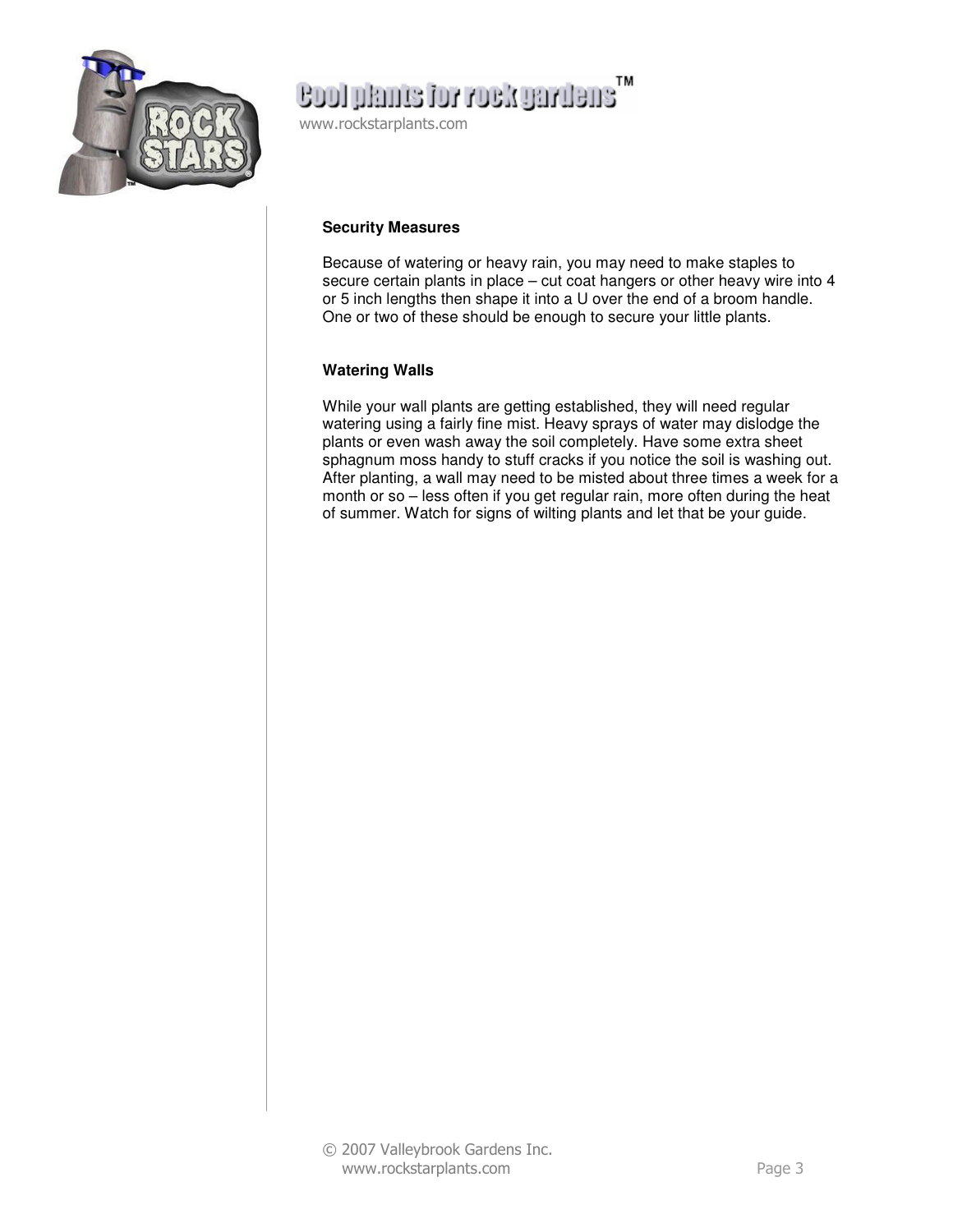**Security Measures**

Because of watering or heavy rain, you may need to make staples to secure certain plants in place – cut coat hangers or other heavy wire into 4 or 5 inch lengths then shape it into a U over the end of a broom handle. One or two of these should be enough to secure your little plants.

**Watering Walls**

While your wall plants are getting established, they will need regular watering using a fairly fine mist. Heavy sprays of water may dislodge the plants or even wash away the soil completely. Have some extra sheet sphagnum moss handy to stuff cracks if you notice the soil is washing out. After planting, a wall may need to be misted about three times a week for a month or so – less often if you get regular rain, more often during the heat of summer. Watch for signs of wilting plants and let that be your guide.